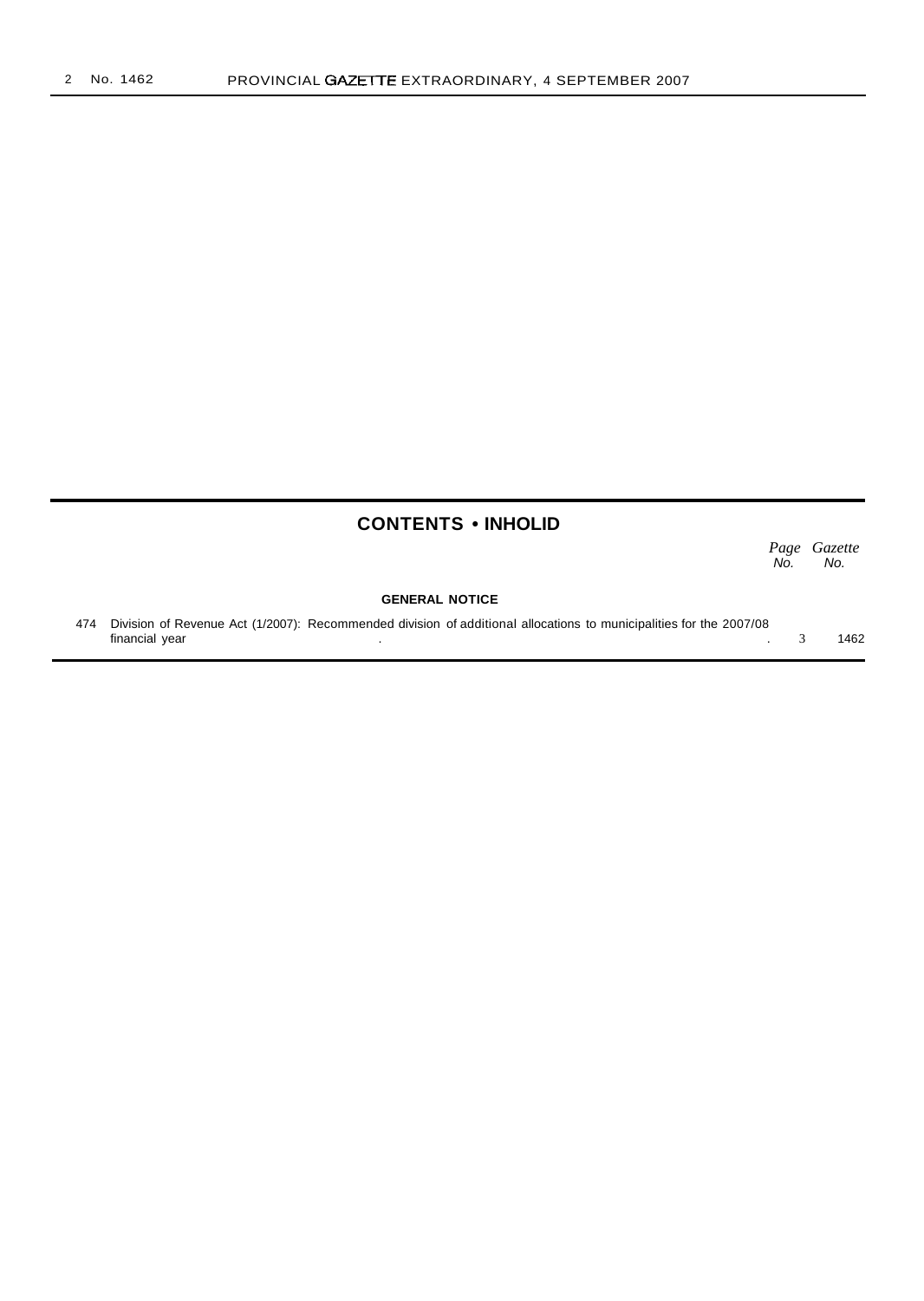## CONTENTS • INHOLID

| | | *Page No.* | *Gazette No.* |
|---|---|---|---|
| | **GENERAL NOTICE** | | |
| 474 | Division of Revenue Act (1/2007): Recommended division of additional allocations to municipalities for the 2007/08 financial year | 3 | 1462 |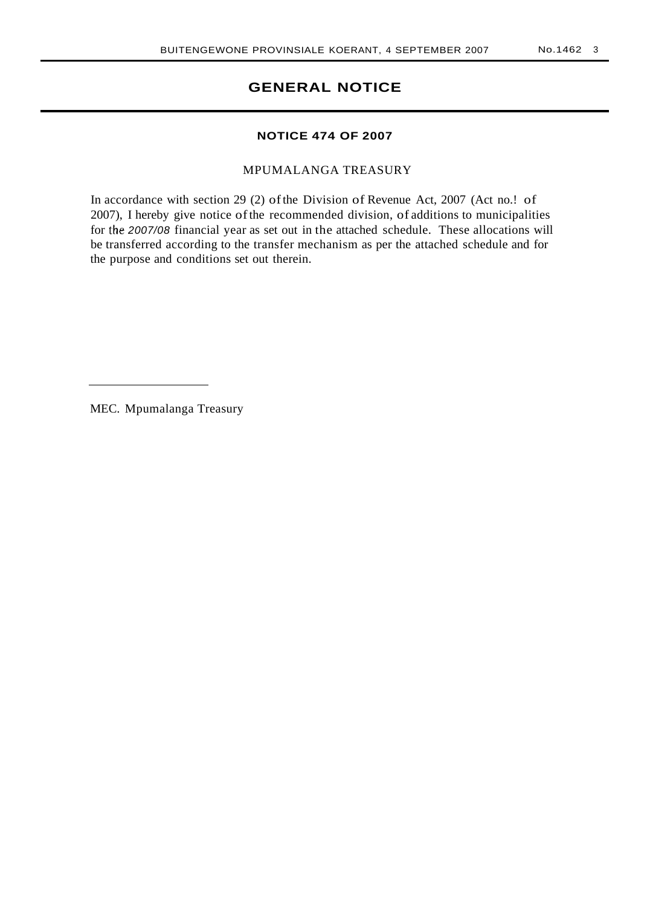# GENERAL NOTICE

## NOTICE 474 OF 2007

MPUMALANGA TREASURY

In accordance with section 29 (2) of the Division of Revenue Act, 2007 (Act no.! of 2007), I hereby give notice of the recommended division, of additions to municipalities for the *2007/08* financial year as set out in the attached schedule. These allocations will be transferred according to the transfer mechanism as per the attached schedule and for the purpose and conditions set out therein.

MEC. Mpumalanga Treasury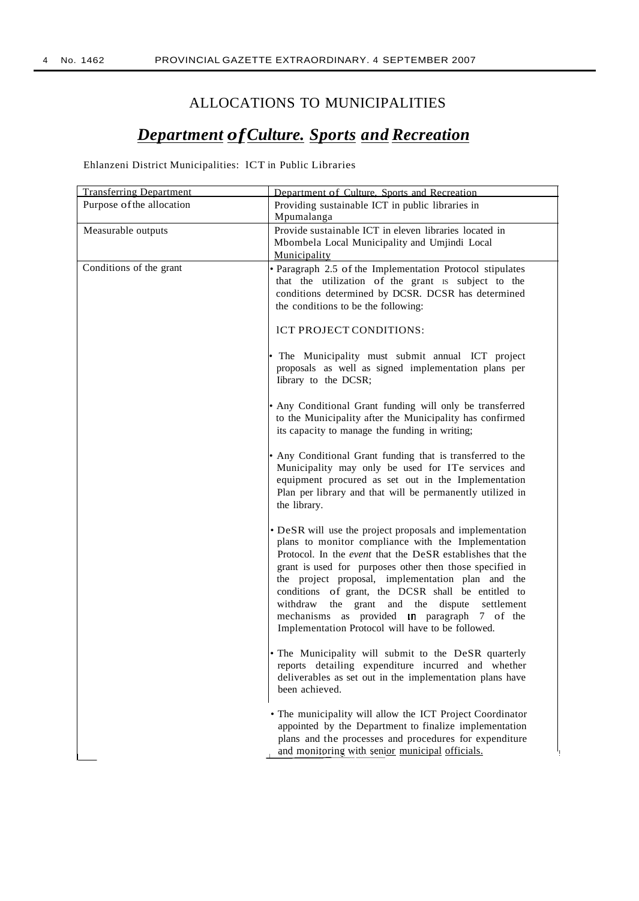# ALLOCATIONS TO MUNICIPALITIES

## *Department of Culture. Sports and Recreation*

Ehlanzeni District Municipalities: ICT in Public Libraries

| Transferring Department | Department of Culture, Sports and Recreation |
|---|---|
| Purpose of the allocation | Providing sustainable ICT in public libraries in Mpumalanga |
| Measurable outputs | Provide sustainable ICT in eleven libraries located in Mbombela Local Municipality and Umjindi Local Municipality |
| Conditions of the grant | • Paragraph 2.5 of the Implementation Protocol stipulates that the utilization of the grant is subject to the conditions determined by DCSR. DCSR has determined the conditions to be the following:<br><br>ICT PROJECT CONDITIONS:<br><br>• The Municipality must submit annual ICT project proposals as well as signed implementation plans per library to the DCSR;<br><br>• Any Conditional Grant funding will only be transferred to the Municipality after the Municipality has confirmed its capacity to manage the funding in writing;<br><br>• Any Conditional Grant funding that is transferred to the Municipality may only be used for ITe services and equipment procured as set out in the Implementation Plan per library and that will be permanently utilized in the library.<br><br>• DeSR will use the project proposals and implementation plans to monitor compliance with the Implementation Protocol. In the *event* that the DeSR establishes that the grant is used for purposes other then those specified in the project proposal, implementation plan and the conditions of grant, the DCSR shall be entitled to withdraw the grant and the dispute settlement mechanisms as provided in paragraph 7 of the Implementation Protocol will have to be followed.<br><br>• The Municipality will submit to the DeSR quarterly reports detailing expenditure incurred and whether deliverables as set out in the implementation plans have been achieved.<br><br>• The municipality will allow the ICT Project Coordinator appointed by the Department to finalize implementation plans and the processes and procedures for expenditure and monitoring with senior municipal officials. |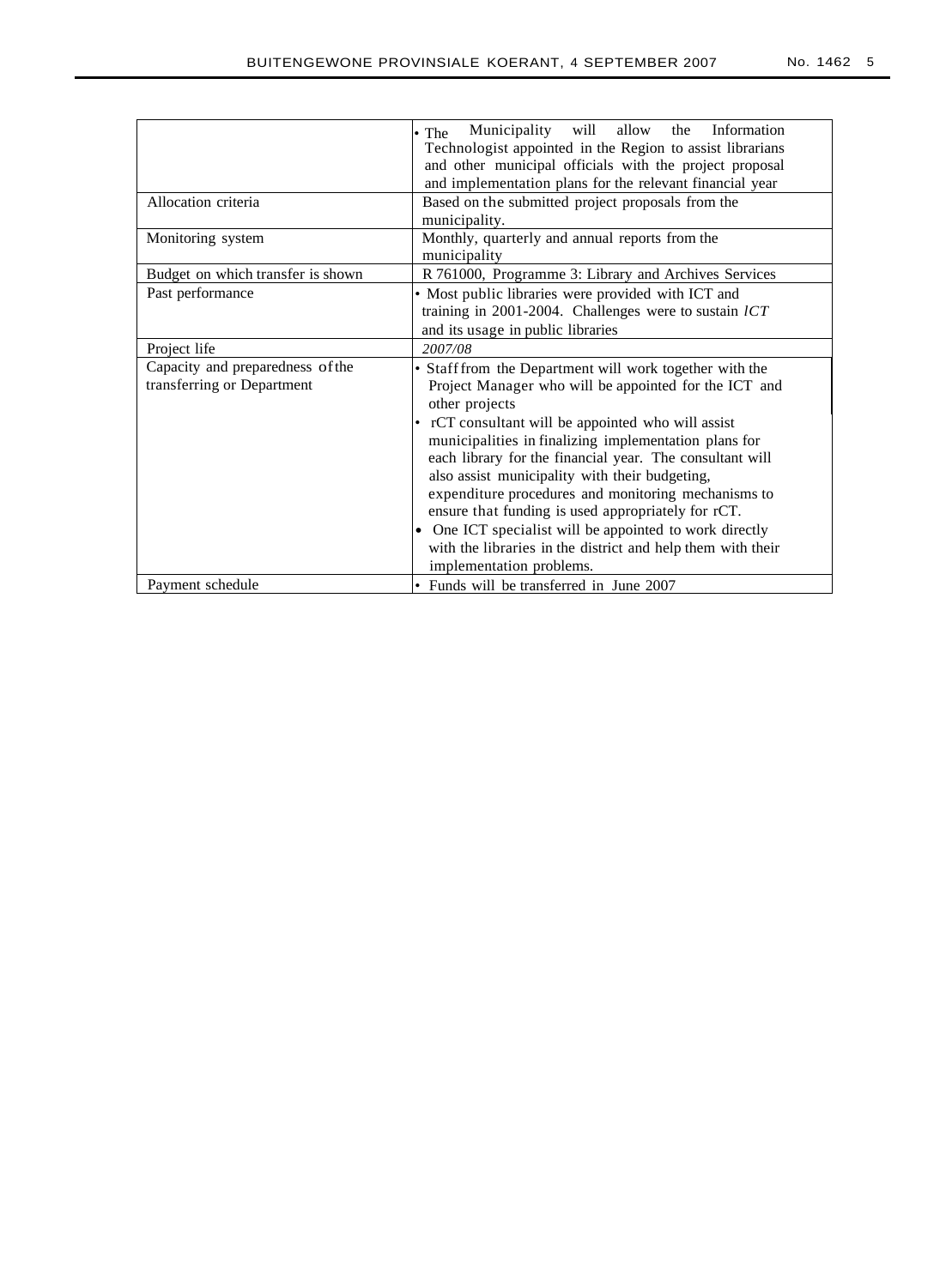| | |
|---|---|
| | • The Municipality will allow the Information Technologist appointed in the Region to assist librarians and other municipal officials with the project proposal and implementation plans for the relevant financial year |
| Allocation criteria | Based on the submitted project proposals from the municipality. |
| Monitoring system | Monthly, quarterly and annual reports from the municipality |
| Budget on which transfer is shown | R 761000, Programme 3: Library and Archives Services |
| Past performance | • Most public libraries were provided with ICT and training in 2001-2004. Challenges were to sustain *lCT* and its usage in public libraries |
| Project life | *2007/08* |
| Capacity and preparedness of the transferring or Department | • Staff from the Department will work together with the Project Manager who will be appointed for the ICT and other projects<br>• rCT consultant will be appointed who will assist municipalities in finalizing implementation plans for each library for the financial year. The consultant will also assist municipality with their budgeting, expenditure procedures and monitoring mechanisms to ensure that funding is used appropriately for rCT.<br>• One ICT specialist will be appointed to work directly with the libraries in the district and help them with their implementation problems. |
| Payment schedule | • Funds will be transferred in June 2007 |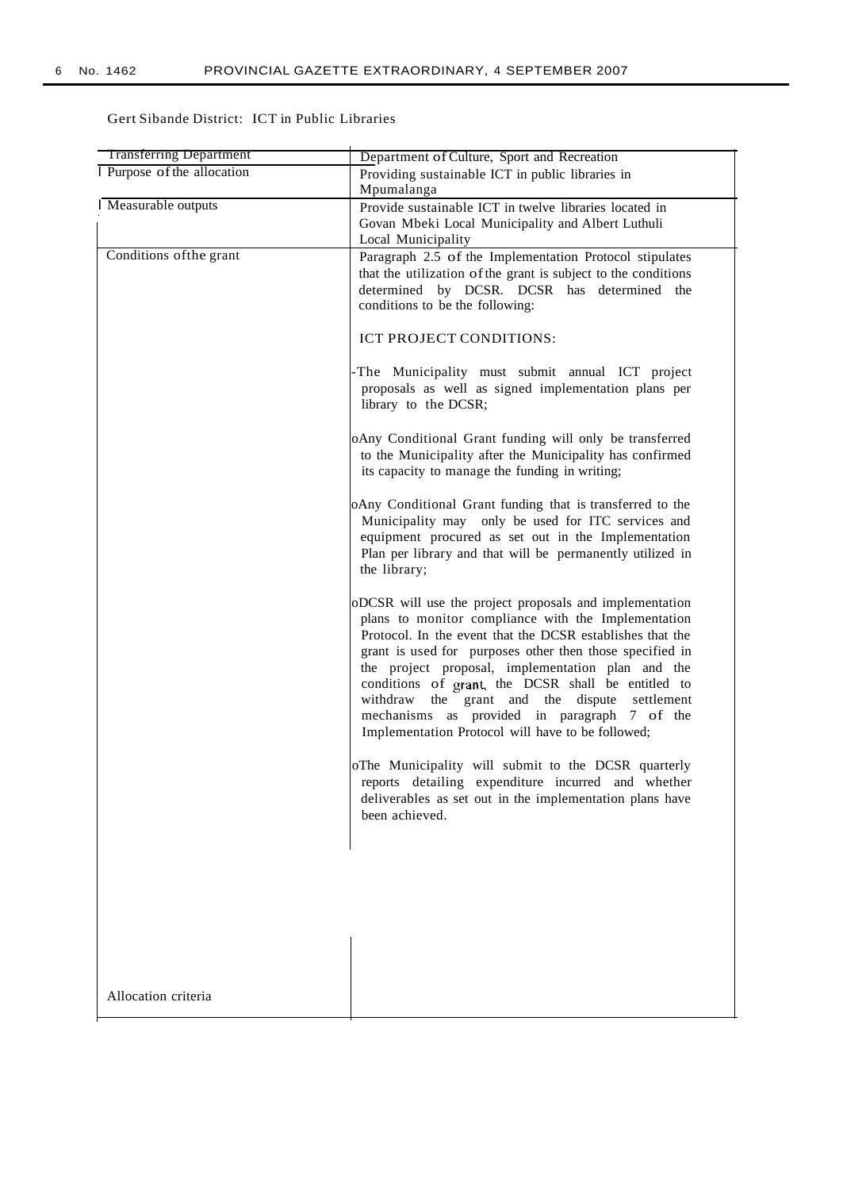Gert Sibande District: ICT in Public Libraries

| Transferring Department | Department of Culture, Sport and Recreation |
|---|---|
| Purpose of the allocation | Providing sustainable ICT in public libraries in Mpumalanga |
| Measurable outputs | Provide sustainable ICT in twelve libraries located in Govan Mbeki Local Municipality and Albert Luthuli Local Municipality |
| Conditions of the grant | Paragraph 2.5 of the Implementation Protocol stipulates that the utilization of the grant is subject to the conditions determined by DCSR. DCSR has determined the conditions to be the following:<br><br>ICT PROJECT CONDITIONS:<br><br>-The Municipality must submit annual ICT project proposals as well as signed implementation plans per library to the DCSR;<br><br>oAny Conditional Grant funding will only be transferred to the Municipality after the Municipality has confirmed its capacity to manage the funding in writing;<br><br>oAny Conditional Grant funding that is transferred to the Municipality may only be used for ITC services and equipment procured as set out in the Implementation Plan per library and that will be permanently utilized in the library;<br><br>oDCSR will use the project proposals and implementation plans to monitor compliance with the Implementation Protocol. In the event that the DCSR establishes that the grant is used for purposes other then those specified in the project proposal, implementation plan and the conditions of grant, the DCSR shall be entitled to withdraw the grant and the dispute settlement mechanisms as provided in paragraph 7 of the Implementation Protocol will have to be followed;<br><br>oThe Municipality will submit to the DCSR quarterly reports detailing expenditure incurred and whether deliverables as set out in the implementation plans have been achieved. |
| Allocation criteria | |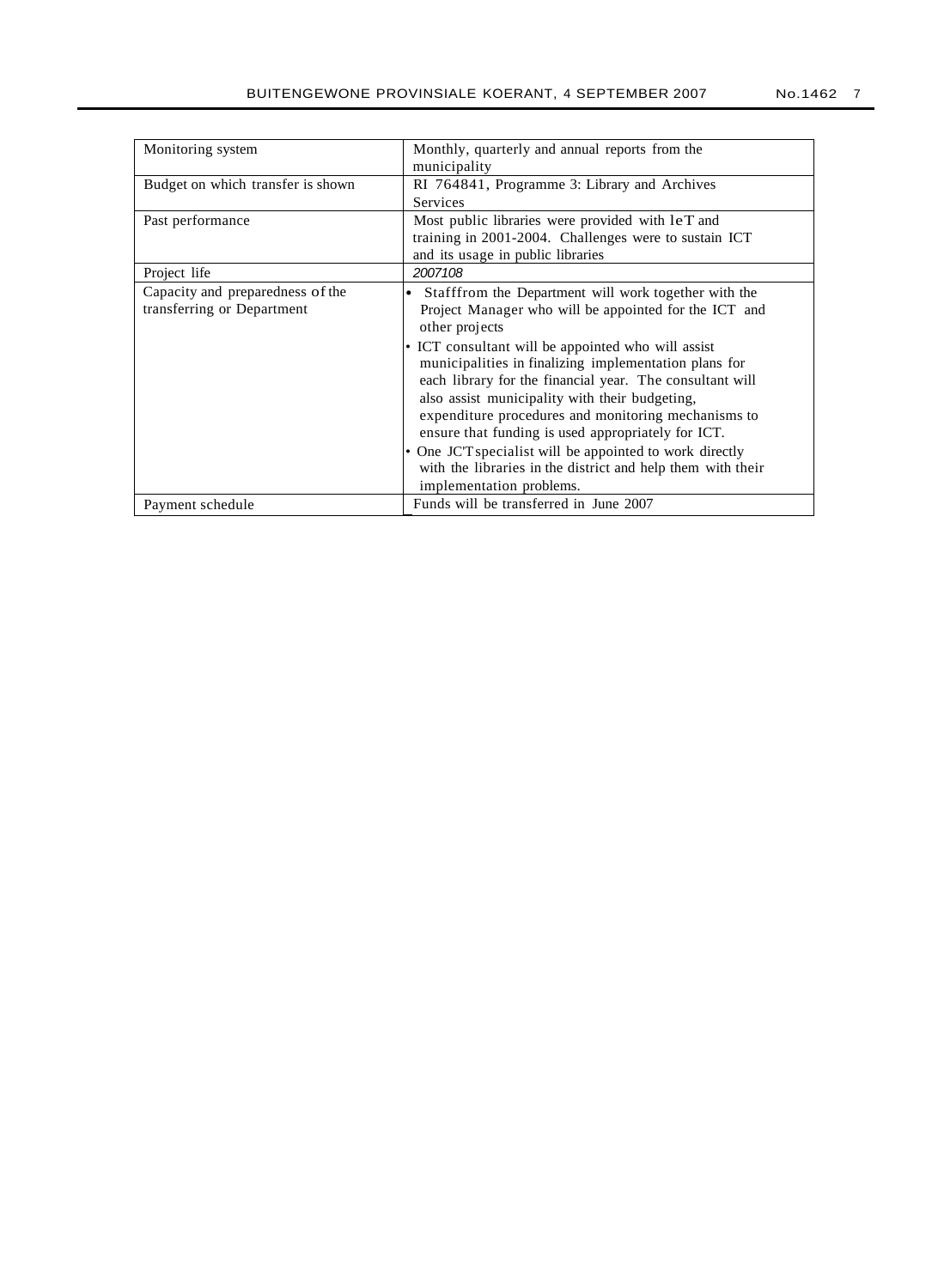| | |
|---|---|
| Monitoring system | Monthly, quarterly and annual reports from the municipality |
| Budget on which transfer is shown | RI 764841, Programme 3: Library and Archives Services |
| Past performance | Most public libraries were provided with leT and training in 2001-2004. Challenges were to sustain ICT and its usage in public libraries |
| Project life | 2007108 |
| Capacity and preparedness of the transferring or Department | • Stafffrom the Department will work together with the Project Manager who will be appointed for the ICT and other projects<br>• ICT consultant will be appointed who will assist municipalities in finalizing implementation plans for each library for the financial year. The consultant will also assist municipality with their budgeting, expenditure procedures and monitoring mechanisms to ensure that funding is used appropriately for ICT.<br>• One JC'T specialist will be appointed to work directly with the libraries in the district and help them with their implementation problems. |
| Payment schedule | Funds will be transferred in June 2007 |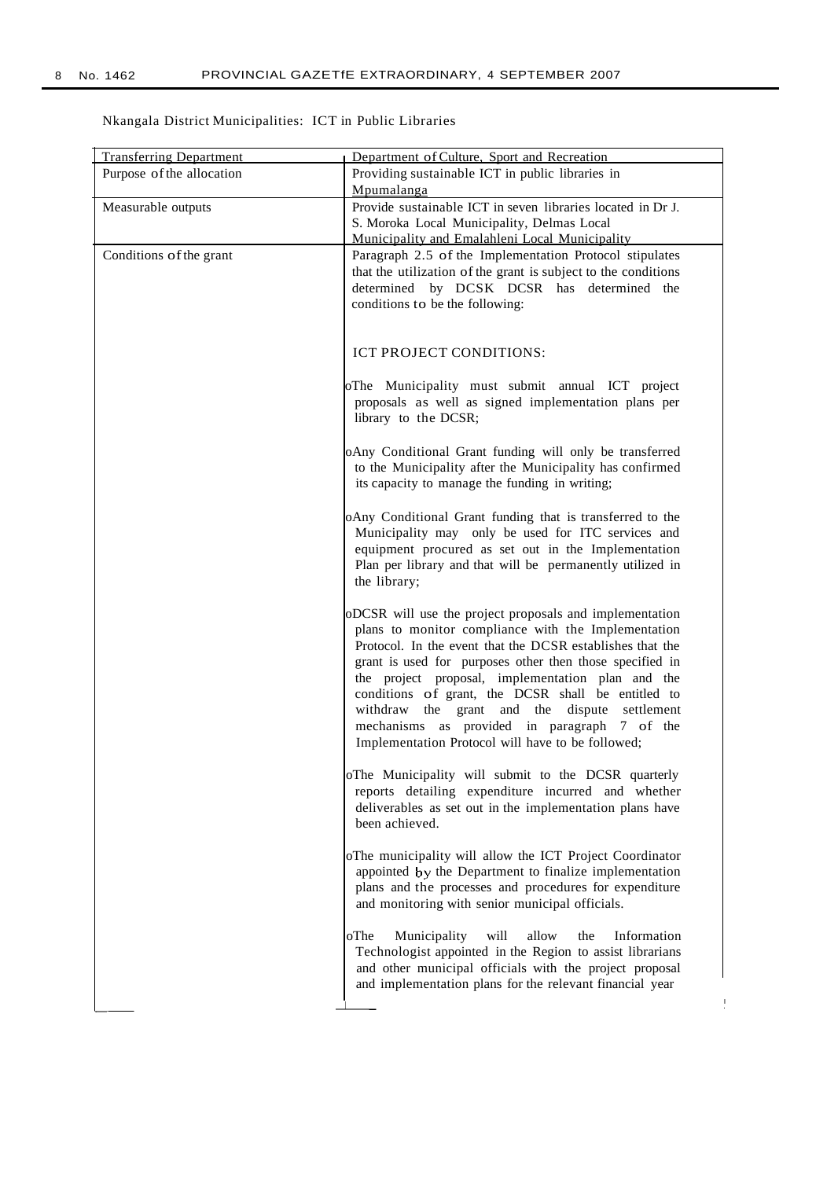Nkangala District Municipalities: ICT in Public Libraries

| Transferring Department | Department of Culture, Sport and Recreation |
|---|---|
| Purpose of the allocation | Providing sustainable ICT in public libraries in Mpumalanga |
| Measurable outputs | Provide sustainable ICT in seven libraries located in Dr J. S. Moroka Local Municipality, Delmas Local Municipality and Emalahleni Local Municipality |
| Conditions of the grant | Paragraph 2.5 of the Implementation Protocol stipulates that the utilization of the grant is subject to the conditions determined by DCSK DCSR has determined the conditions to be the following:<br><br>ICT PROJECT CONDITIONS:<br><br>oThe Municipality must submit annual ICT project proposals as well as signed implementation plans per library to the DCSR;<br><br>oAny Conditional Grant funding will only be transferred to the Municipality after the Municipality has confirmed its capacity to manage the funding in writing;<br><br>oAny Conditional Grant funding that is transferred to the Municipality may only be used for ITC services and equipment procured as set out in the Implementation Plan per library and that will be permanently utilized in the library;<br><br>oDCSR will use the project proposals and implementation plans to monitor compliance with the Implementation Protocol. In the event that the DCSR establishes that the grant is used for purposes other then those specified in the project proposal, implementation plan and the conditions of grant, the DCSR shall be entitled to withdraw the grant and the dispute settlement mechanisms as provided in paragraph 7 of the Implementation Protocol will have to be followed;<br><br>oThe Municipality will submit to the DCSR quarterly reports detailing expenditure incurred and whether deliverables as set out in the implementation plans have been achieved.<br><br>oThe municipality will allow the ICT Project Coordinator appointed by the Department to finalize implementation plans and the processes and procedures for expenditure and monitoring with senior municipal officials.<br><br>oThe Municipality will allow the Information Technologist appointed in the Region to assist librarians and other municipal officials with the project proposal and implementation plans for the relevant financial year |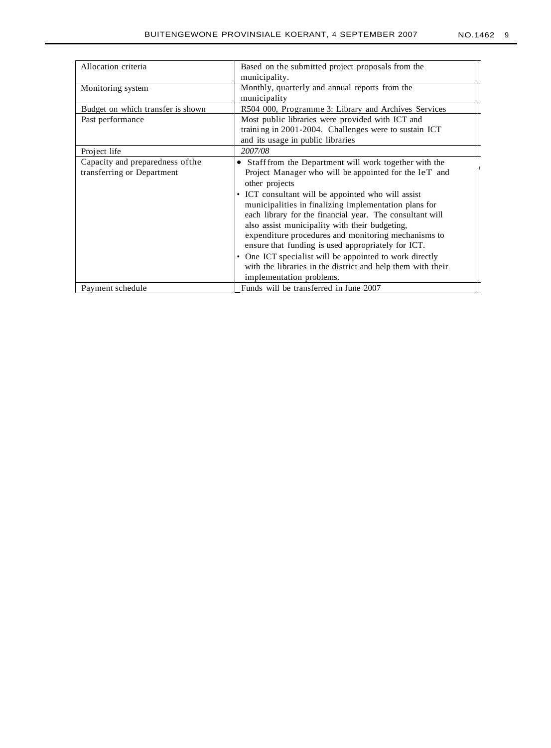| | |
|---|---|
| Allocation criteria | Based on the submitted project proposals from the municipality. |
| Monitoring system | Monthly, quarterly and annual reports from the municipality |
| Budget on which transfer is shown | R504 000, Programme 3: Library and Archives Services |
| Past performance | Most public libraries were provided with ICT and traini ng in 2001-2004. Challenges were to sustain ICT and its usage in public libraries |
| Project life | *2007/08* |
| Capacity and preparedness ofthe transferring or Department | • Staff from the Department will work together with the Project Manager who will be appointed for the leT and other projects<br>• ICT consultant will be appointed who will assist municipalities in finalizing implementation plans for each library for the financial year. The consultant will also assist municipality with their budgeting, expenditure procedures and monitoring mechanisms to ensure that funding is used appropriately for ICT.<br>• One ICT specialist will be appointed to work directly with the libraries in the district and help them with their implementation problems. |
| Payment schedule | Funds will be transferred in June 2007 |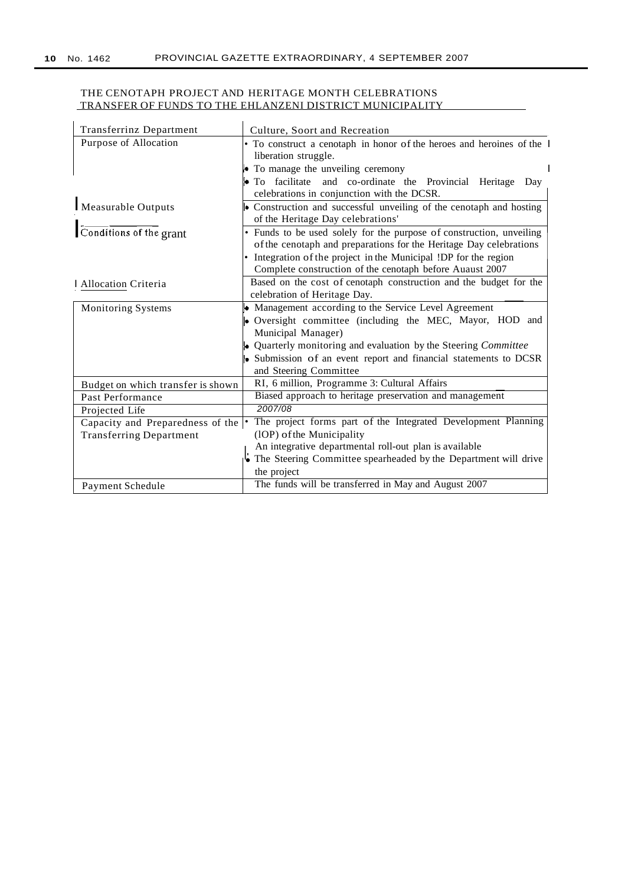THE CENOTAPH PROJECT AND HERITAGE MONTH CELEBRATIONS
TRANSFER OF FUNDS TO THE EHLANZENI DISTRICT MUNICIPALITY

| Transferrinz Department | Culture, Soort and Recreation |
|---|---|
| Purpose of Allocation | • To construct a cenotaph in honor of the heroes and heroines of the liberation struggle.<br>• To manage the unveiling ceremony<br>• To facilitate and co-ordinate the Provincial Heritage Day celebrations in conjunction with the DCSR. |
| Measurable Outputs | • Construction and successful unveiling of the cenotaph and hosting of the Heritage Day celebrations' |
| Conditions of the grant | • Funds to be used solely for the purpose of construction, unveiling of the cenotaph and preparations for the Heritage Day celebrations<br>• Integration of the project in the Municipal !DP for the region<br>Complete construction of the cenotaph before Auaust 2007 |
| Allocation Criteria | Based on the cost of cenotaph construction and the budget for the celebration of Heritage Day. |
| Monitoring Systems | • Management according to the Service Level Agreement<br>• Oversight committee (including the MEC, Mayor, HOD and Municipal Manager)<br>• Quarterly monitoring and evaluation by the Steering *Committee*<br>• Submission of an event report and financial statements to DCSR and Steering Committee |
| Budget on which transfer is shown | RI, 6 million, Programme 3: Cultural Affairs |
| Past Performance | Biased approach to heritage preservation and management |
| Projected Life | 2007/08 |
| Capacity and Preparedness of the Transferring Department | • The project forms part of the Integrated Development Planning (lOP) of the Municipality<br>An integrative departmental roll-out plan is available<br>• The Steering Committee spearheaded by the Department will drive the project |
| Payment Schedule | The funds will be transferred in May and August 2007 |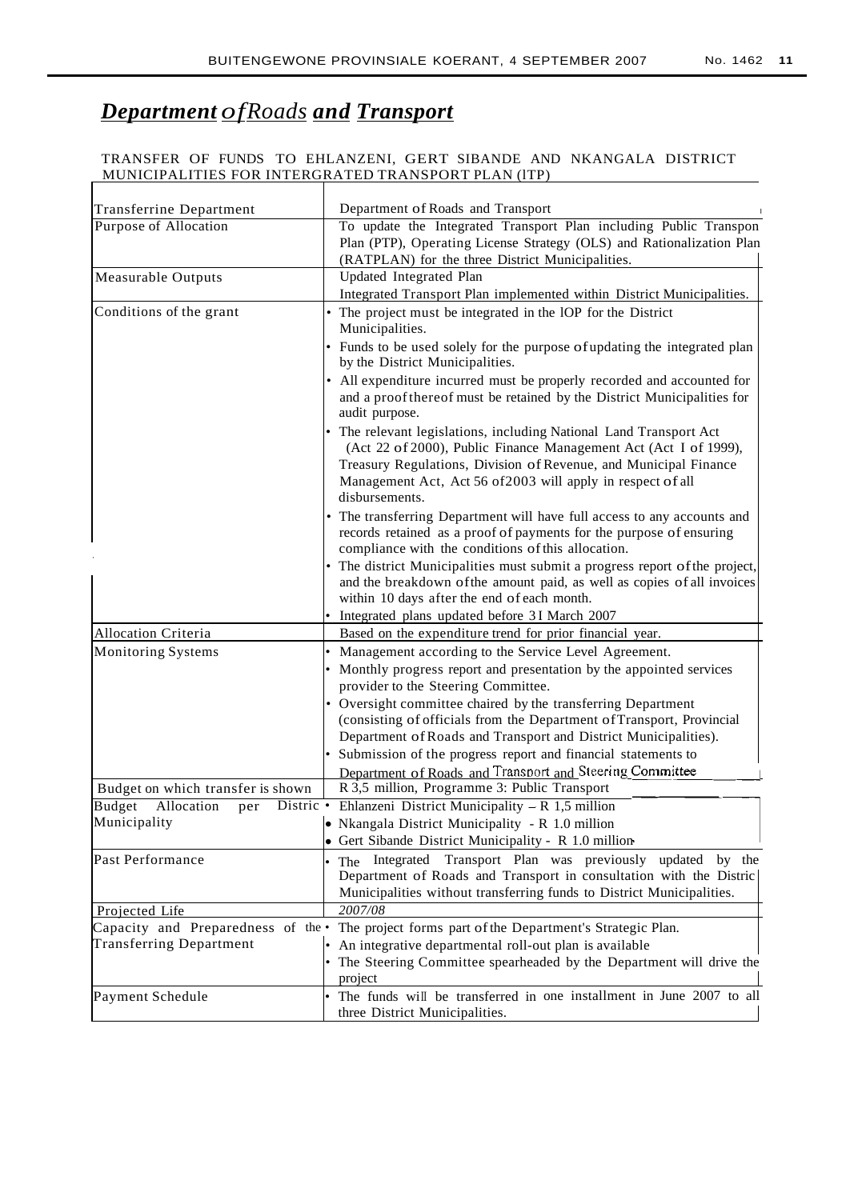# *Department ofRoads and Transport*

TRANSFER OF FUNDS TO EHLANZENI, GERT SIBANDE AND NKANGALA DISTRICT MUNICIPALITIES FOR INTERGRATED TRANSPORT PLAN (ITP)

| | |
|---|---|
| Transferrine Department | Department of Roads and Transport |
| Purpose of Allocation | To update the Integrated Transport Plan including Public Transpon Plan (PTP), Operating License Strategy (OLS) and Rationalization Plan (RATPLAN) for the three District Municipalities. |
| Measurable Outputs | Updated Integrated Plan<br>Integrated Transport Plan implemented within District Municipalities. |
| Conditions of the grant | • The project must be integrated in the lOP for the District Municipalities.<br>• Funds to be used solely for the purpose of updating the integrated plan by the District Municipalities.<br>• All expenditure incurred must be properly recorded and accounted for and a proof thereof must be retained by the District Municipalities for audit purpose.<br>• The relevant legislations, including National Land Transport Act (Act 22 of 2000), Public Finance Management Act (Act I of 1999), Treasury Regulations, Division of Revenue, and Municipal Finance Management Act, Act 56 of2003 will apply in respect of all disbursements.<br>• The transferring Department will have full access to any accounts and records retained as a proof of payments for the purpose of ensuring compliance with the conditions of this allocation.<br>• The district Municipalities must submit a progress report of the project, and the breakdown of the amount paid, as well as copies of all invoices within 10 days after the end of each month.<br>• Integrated plans updated before 3I March 2007 |
| Allocation Criteria | Based on the expenditure trend for prior financial year. |
| Monitoring Systems | • Management according to the Service Level Agreement.<br>• Monthly progress report and presentation by the appointed services provider to the Steering Committee.<br>• Oversight committee chaired by the transferring Department (consisting of officials from the Department of Transport, Provincial Department of Roads and Transport and District Municipalities).<br>• Submission of the progress report and financial statements to Department of Roads and Transport and Steering Committee |
| Budget on which transfer is shown | R 3,5 million, Programme 3: Public Transport |
| Budget Allocation per District Municipality | • Ehlanzeni District Municipality – R 1,5 million<br>• Nkangala District Municipality - R 1.0 million<br>• Gert Sibande District Municipality - R 1.0 million |
| Past Performance | • The Integrated Transport Plan was previously updated by the Department of Roads and Transport in consultation with the Distric Municipalities without transferring funds to District Municipalities. |
| Projected Life | *2007/08* |
| Capacity and Preparedness of the Transferring Department | • The project forms part of the Department's Strategic Plan.<br>• An integrative departmental roll-out plan is available<br>• The Steering Committee spearheaded by the Department will drive the project |
| Payment Schedule | • The funds will be transferred in one installment in June 2007 to all three District Municipalities. |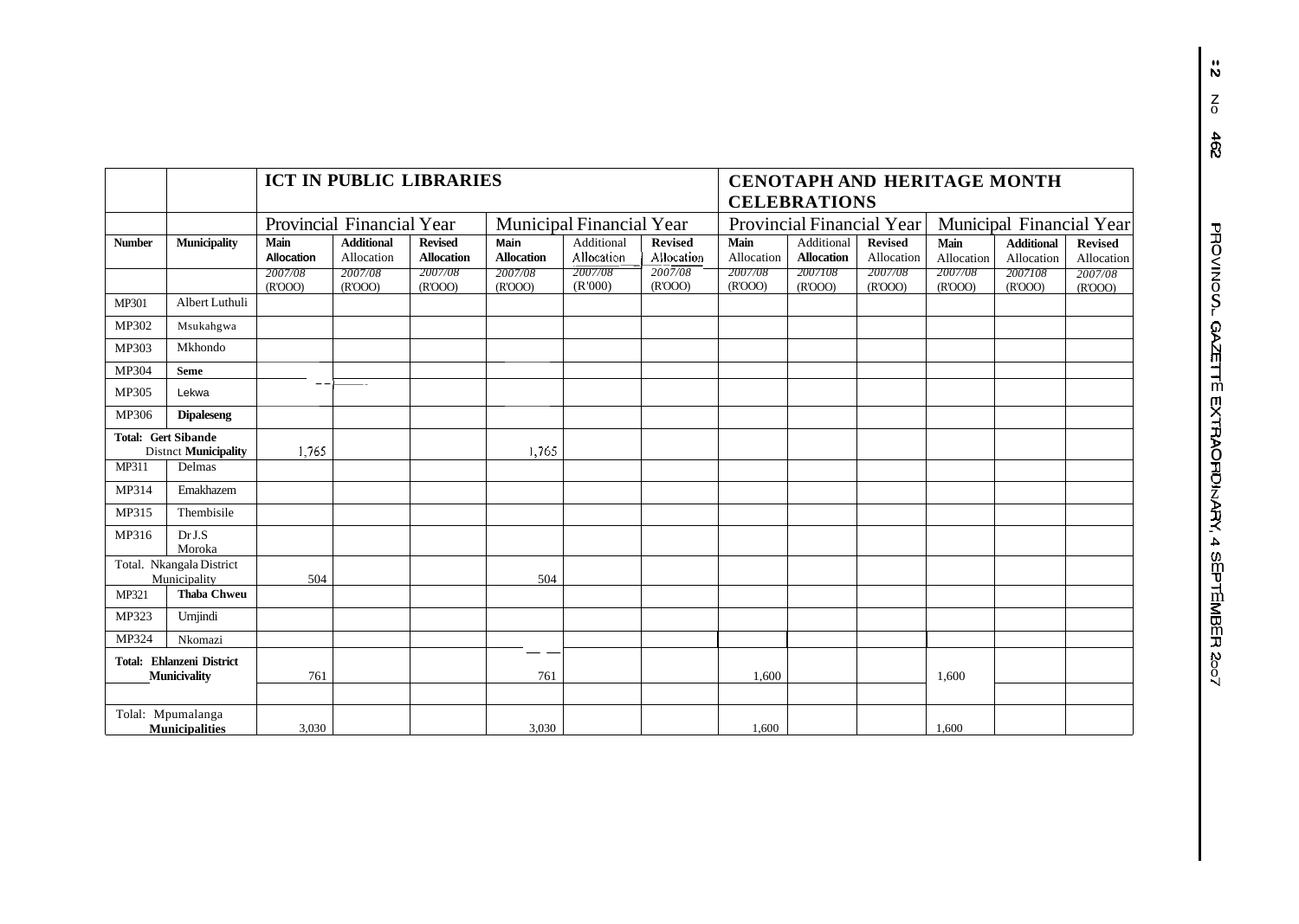| | | ICT IN PUBLIC LIBRARIES | | | | | | CENOTAPH AND HERITAGE MONTH CELEBRATIONS | | | | | |
|---|---|---|---|---|---|---|---|---|---|---|---|---|---|
| | | Provincial Financial Year | | | Municipal Financial Year | | | Provincial Financial Year | | | Municipal Financial Year | | |
| **Number** | **Municipality** | **Main Allocation** | **Additional Allocation** | **Revised Allocation** | **Main Allocation** | Additional Allocation | **Revised Allocation** | **Main Allocation** | Additional **Allocation** | **Revised** Allocation | **Main** Allocation | **Additional** Allocation | **Revised** Allocation |
| | | *2007/08* (R'OOO) | *2007/08* (R'OOO) | *2007/08* (R'OOO) | *2007/08* (R'OOO) | *2007/08* (R'000) | *2007/08* (R'OOO) | *2007/08* (R'OOO) | *2007108* (R'OOO) | *2007/08* (R'OOO) | *2007/08* (R'OOO) | *2007108* (R'OOO) | *2007/08* (R'OOO) |
| MP301 | Albert Luthuli | | | | | | | | | | | | |
| MP302 | Msukahgwa | | | | | | | | | | | | |
| MP303 | Mkhondo | | | | | | | | | | | | |
| MP304 | **Seme** | | | | | | | | | | | | |
| MP305 | Lekwa | | | | | | | | | | | | |
| MP306 | **Dipaleseng** | | | | | | | | | | | | |
| **Total: Gert Sibande** Distnct **Municipality** | | 1,765 | | | 1,765 | | | | | | | | |
| MP311 | Delmas | | | | | | | | | | | | |
| MP314 | Emakhazem | | | | | | | | | | | | |
| MP315 | Thembisile | | | | | | | | | | | | |
| MP316 | Dr J.S Moroka | | | | | | | | | | | | |
| Total. Nkangala District Municipality | | 504 | | | 504 | | | | | | | | |
| MP321 | **Thaba Chweu** | | | | | | | | | | | | |
| MP323 | Urnjindi | | | | | | | | | | | | |
| MP324 | Nkomazi | | | | | | | | | | | | |
| **Total: Ehlanzeni District Municivality** | | 761 | | | 761 | | | 1,600 | | | 1,600 | | |
| | | | | | | | | | | | | | |
| Tolal: Mpumalanga **Municipalities** | | 3,030 | | | 3,030 | | | 1,600 | | | 1,600 | | |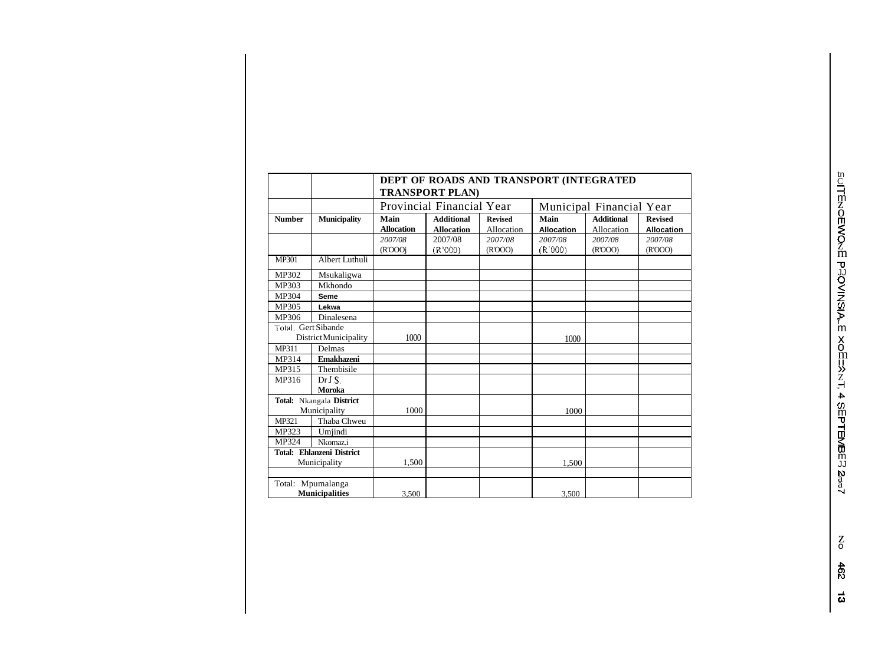| | | DEPT OF ROADS AND TRANSPORT (INTEGRATED TRANSPORT PLAN) | | | | | |
|---|---|---|---|---|---|---|---|
| | | Provincial Financial Year | | | Municipal Financial Year | | |
| **Number** | **Municipality** | **Main Allocation** | **Additional Allocation** | **Revised** Allocation | **Main Allocation** | **Additional** Allocation | **Revised Allocation** |
| | | *2007/08* (R'OOOj | 2007/08 (R'000) | *2007/08* (R'OOO) | *2007/08* (R'000) | *2007/08* (R'OOO) | *2007/08* (R'OOO) |
| MP301 | Albert Luthuli | | | | | | |
| MP302 | Msukaligwa | | | | | | |
| MP303 | Mkhondo | | | | | | |
| MP304 | Seme | | | | | | |
| MP305 | Lekwa | | | | | | |
| MP306 | Dinalesena | | | | | | |
| Total: Gert Sibande District Municipality | | 1000 | | | 1000 | | |
| MP311 | Delmas | | | | | | |
| MP314 | **Emakhazeni** | | | | | | |
| MP315 | Thembisile | | | | | | |
| MP316 | Dr J.S. **Moroka** | | | | | | |
| **Total:** Nkangala **District** Municipality | | 1000 | | | 1000 | | |
| MP321 | Thaba Chweu | | | | | | |
| MP323 | Umjindi | | | | | | |
| MP324 | Nkomazi | | | | | | |
| **Total: Ehlanzeni District** Municipality | | 1,500 | | | 1,500 | | |
| | | | | | | | |
| Total: Mpumalanga **Municipalities** | | 3,500 | | | 3,500 | | |